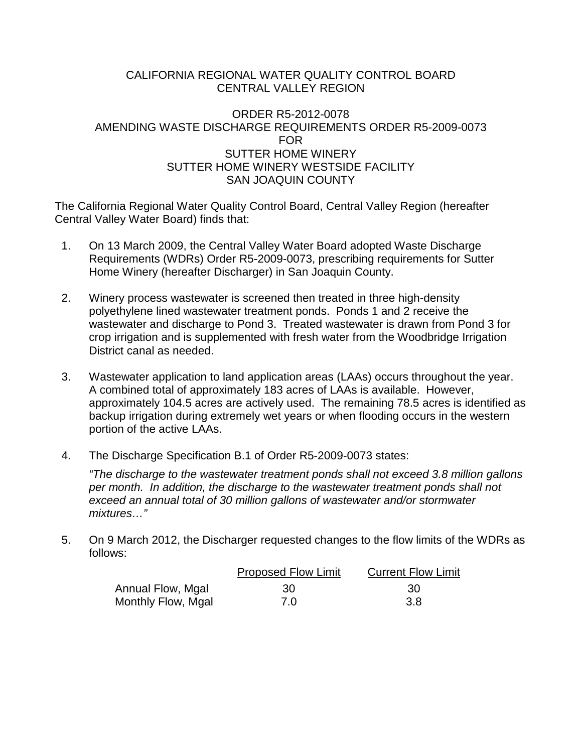CALIFORNIA REGIONAL WATER QUALITY CONTROL BOARD
CENTRAL VALLEY REGION

ORDER R5-2012-0078
AMENDING WASTE DISCHARGE REQUIREMENTS ORDER R5-2009-0073
FOR
SUTTER HOME WINERY
SUTTER HOME WINERY WESTSIDE FACILITY
SAN JOAQUIN COUNTY

The California Regional Water Quality Control Board, Central Valley Region (hereafter Central Valley Water Board) finds that:

1. On 13 March 2009, the Central Valley Water Board adopted Waste Discharge Requirements (WDRs) Order R5-2009-0073, prescribing requirements for Sutter Home Winery (hereafter Discharger) in San Joaquin County.

2. Winery process wastewater is screened then treated in three high-density polyethylene lined wastewater treatment ponds. Ponds 1 and 2 receive the wastewater and discharge to Pond 3. Treated wastewater is drawn from Pond 3 for crop irrigation and is supplemented with fresh water from the Woodbridge Irrigation District canal as needed.

3. Wastewater application to land application areas (LAAs) occurs throughout the year. A combined total of approximately 183 acres of LAAs is available. However, approximately 104.5 acres are actively used. The remaining 78.5 acres is identified as backup irrigation during extremely wet years or when flooding occurs in the western portion of the active LAAs.

4. The Discharge Specification B.1 of Order R5-2009-0073 states:

   *"The discharge to the wastewater treatment ponds shall not exceed 3.8 million gallons per month. In addition, the discharge to the wastewater treatment ponds shall not exceed an annual total of 30 million gallons of wastewater and/or stormwater mixtures…"*

5. On 9 March 2012, the Discharger requested changes to the flow limits of the WDRs as follows:

| | Proposed Flow Limit | Current Flow Limit |
|---|---|---|
| Annual Flow, Mgal | 30 | 30 |
| Monthly Flow, Mgal | 7.0 | 3.8 |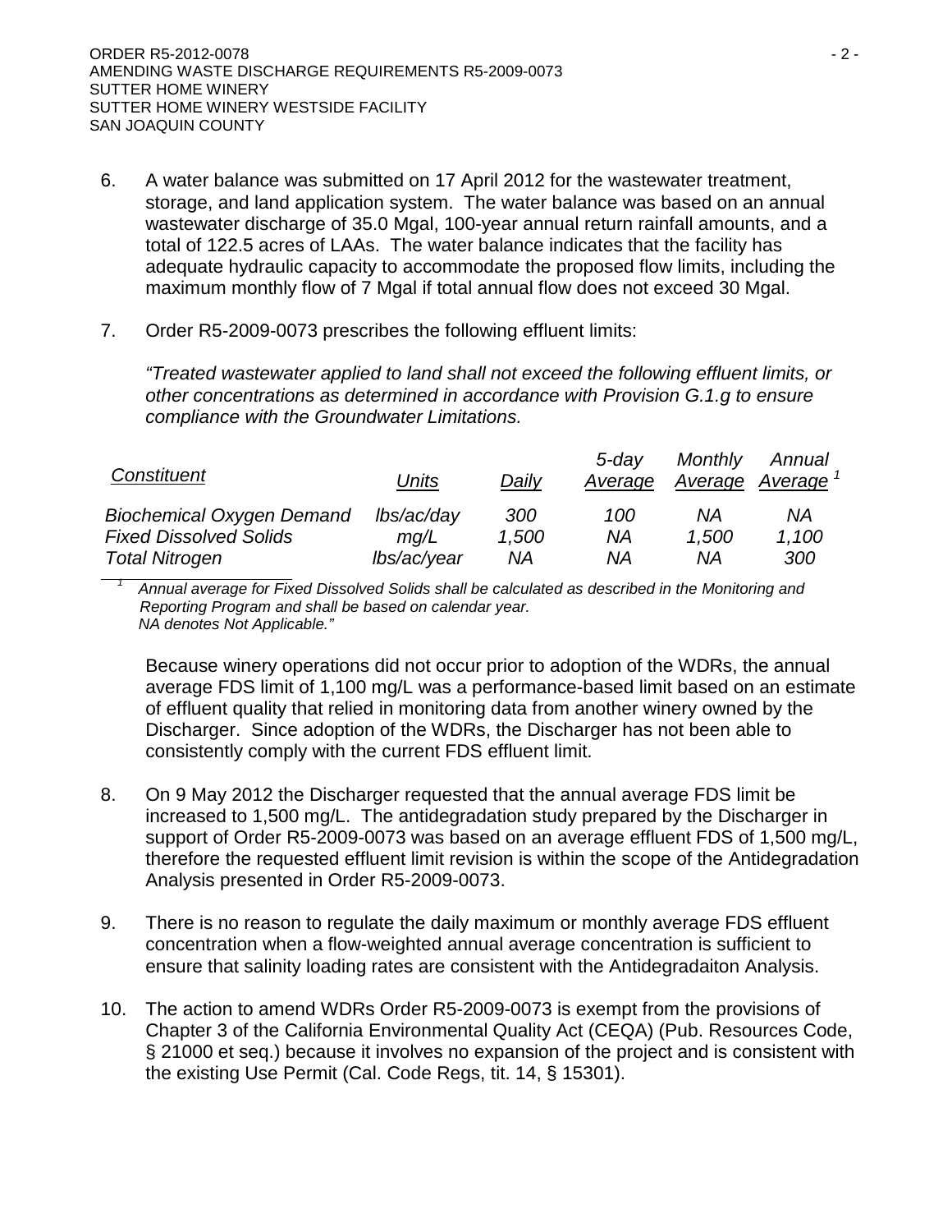6. A water balance was submitted on 17 April 2012 for the wastewater treatment, storage, and land application system. The water balance was based on an annual wastewater discharge of 35.0 Mgal, 100-year annual return rainfall amounts, and a total of 122.5 acres of LAAs. The water balance indicates that the facility has adequate hydraulic capacity to accommodate the proposed flow limits, including the maximum monthly flow of 7 Mgal if total annual flow does not exceed 30 Mgal.

7. Order R5-2009-0073 prescribes the following effluent limits:

   *"Treated wastewater applied to land shall not exceed the following effluent limits, or other concentrations as determined in accordance with Provision G.1.g to ensure compliance with the Groundwater Limitations.*

   | *Constituent* | *Units* | *Daily* | *5-day Average* | *Monthly Average* | *Annual Average* [1] |
   |---|---|---|---|---|---|
   | *Biochemical Oxygen Demand* | *lbs/ac/day* | *300* | *100* | *NA* | *NA* |
   | *Fixed Dissolved Solids* | *mg/L* | *1,500* | *NA* | *1,500* | *1,100* |
   | *Total Nitrogen* | *lbs/ac/year* | *NA* | *NA* | *NA* | *300* |

   [1] *Annual average for Fixed Dissolved Solids shall be calculated as described in the Monitoring and Reporting Program and shall be based on calendar year.*
   *NA denotes Not Applicable."*

   Because winery operations did not occur prior to adoption of the WDRs, the annual average FDS limit of 1,100 mg/L was a performance-based limit based on an estimate of effluent quality that relied in monitoring data from another winery owned by the Discharger. Since adoption of the WDRs, the Discharger has not been able to consistently comply with the current FDS effluent limit.

8. On 9 May 2012 the Discharger requested that the annual average FDS limit be increased to 1,500 mg/L. The antidegradation study prepared by the Discharger in support of Order R5-2009-0073 was based on an average effluent FDS of 1,500 mg/L, therefore the requested effluent limit revision is within the scope of the Antidegradation Analysis presented in Order R5-2009-0073.

9. There is no reason to regulate the daily maximum or monthly average FDS effluent concentration when a flow-weighted annual average concentration is sufficient to ensure that salinity loading rates are consistent with the Antidegradaiton Analysis.

10. The action to amend WDRs Order R5-2009-0073 is exempt from the provisions of Chapter 3 of the California Environmental Quality Act (CEQA) (Pub. Resources Code, § 21000 et seq.) because it involves no expansion of the project and is consistent with the existing Use Permit (Cal. Code Regs, tit. 14, § 15301).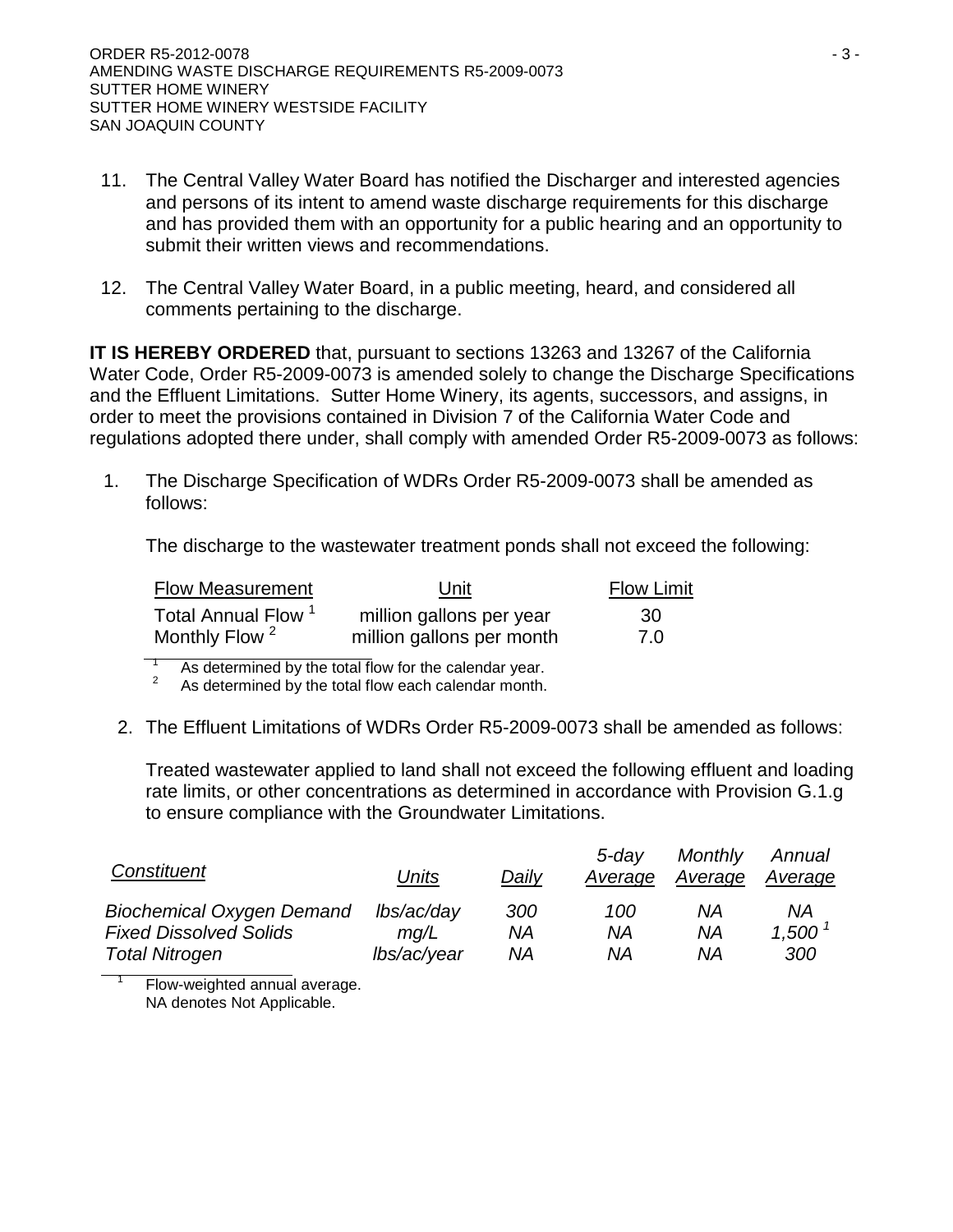11. The Central Valley Water Board has notified the Discharger and interested agencies and persons of its intent to amend waste discharge requirements for this discharge and has provided them with an opportunity for a public hearing and an opportunity to submit their written views and recommendations.

12. The Central Valley Water Board, in a public meeting, heard, and considered all comments pertaining to the discharge.

**IT IS HEREBY ORDERED** that, pursuant to sections 13263 and 13267 of the California Water Code, Order R5-2009-0073 is amended solely to change the Discharge Specifications and the Effluent Limitations. Sutter Home Winery, its agents, successors, and assigns, in order to meet the provisions contained in Division 7 of the California Water Code and regulations adopted there under, shall comply with amended Order R5-2009-0073 as follows:

1. The Discharge Specification of WDRs Order R5-2009-0073 shall be amended as follows:

   The discharge to the wastewater treatment ponds shall not exceed the following:

| Flow Measurement | Unit | Flow Limit |
|---|---|---|
| Total Annual Flow [1] | million gallons per year | 30 |
| Monthly Flow [2] | million gallons per month | 7.0 |

[1] As determined by the total flow for the calendar year.
[2] As determined by the total flow each calendar month.

2. The Effluent Limitations of WDRs Order R5-2009-0073 shall be amended as follows:

   Treated wastewater applied to land shall not exceed the following effluent and loading rate limits, or other concentrations as determined in accordance with Provision G.1.g to ensure compliance with the Groundwater Limitations.

| *Constituent* | *Units* | *Daily* | *5-day Average* | *Monthly Average* | *Annual Average* |
|---|---|---|---|---|---|
| *Biochemical Oxygen Demand* | *lbs/ac/day* | *300* | *100* | *NA* | *NA* |
| *Fixed Dissolved Solids* | *mg/L* | *NA* | *NA* | *NA* | *1,500* [1] |
| *Total Nitrogen* | *lbs/ac/year* | *NA* | *NA* | *NA* | *300* |

[1] Flow-weighted annual average.
NA denotes Not Applicable.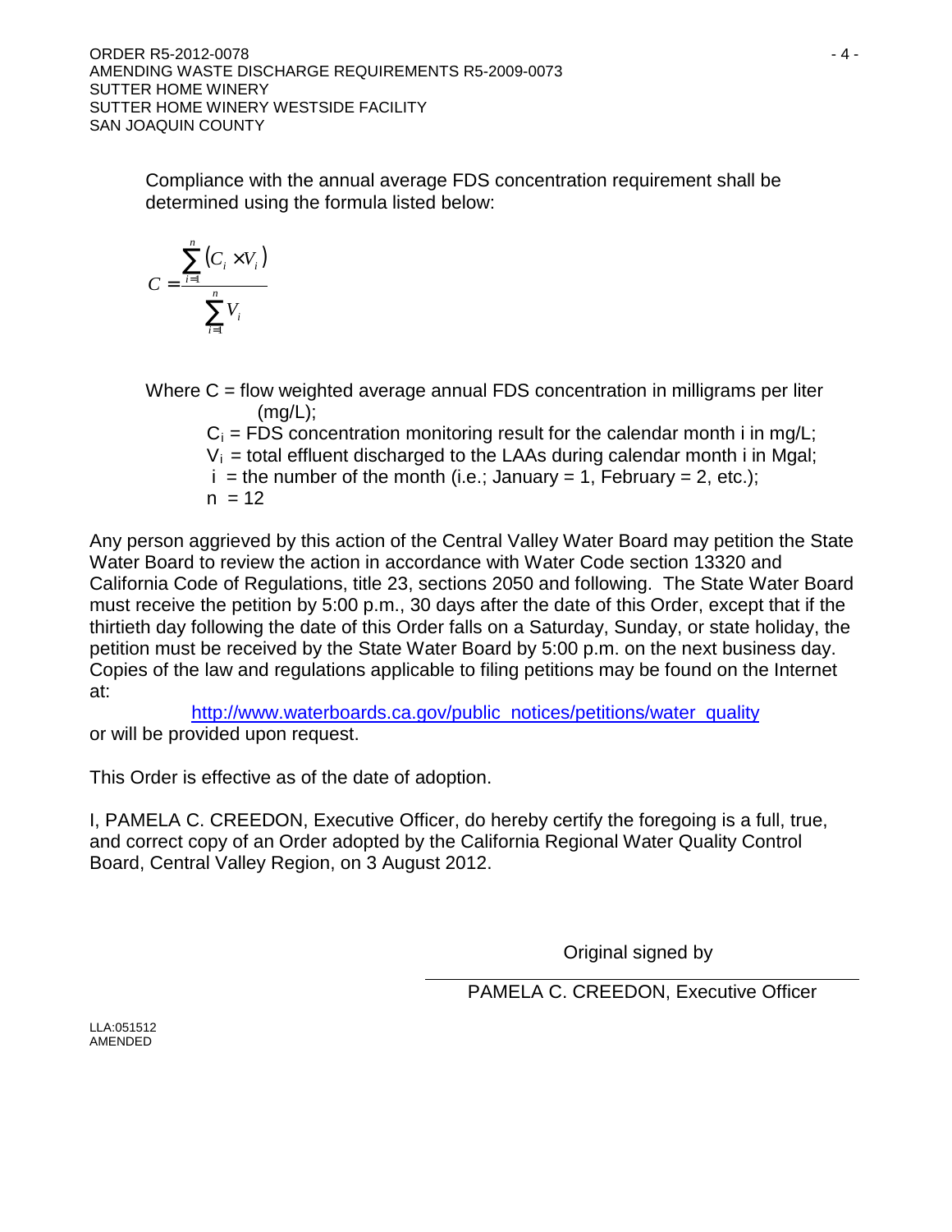Compliance with the annual average FDS concentration requirement shall be determined using the formula listed below:

$$C = \frac{\sum_{i=1}^{n} (C_i \times V_i)}{\sum_{i=1}^{n} V_i}$$

Where C = flow weighted average annual FDS concentration in milligrams per liter (mg/L);

$C_i$ = FDS concentration monitoring result for the calendar month i in mg/L;

$V_i$ = total effluent discharged to the LAAs during calendar month i in Mgal;

i = the number of the month (i.e.; January = 1, February = 2, etc.);

n = 12

Any person aggrieved by this action of the Central Valley Water Board may petition the State Water Board to review the action in accordance with Water Code section 13320 and California Code of Regulations, title 23, sections 2050 and following. The State Water Board must receive the petition by 5:00 p.m., 30 days after the date of this Order, except that if the thirtieth day following the date of this Order falls on a Saturday, Sunday, or state holiday, the petition must be received by the State Water Board by 5:00 p.m. on the next business day. Copies of the law and regulations applicable to filing petitions may be found on the Internet at:

http://www.waterboards.ca.gov/public_notices/petitions/water_quality

or will be provided upon request.

This Order is effective as of the date of adoption.

I, PAMELA C. CREEDON, Executive Officer, do hereby certify the foregoing is a full, true, and correct copy of an Order adopted by the California Regional Water Quality Control Board, Central Valley Region, on 3 August 2012.

Original signed by

PAMELA C. CREEDON, Executive Officer

LLA:051512
AMENDED